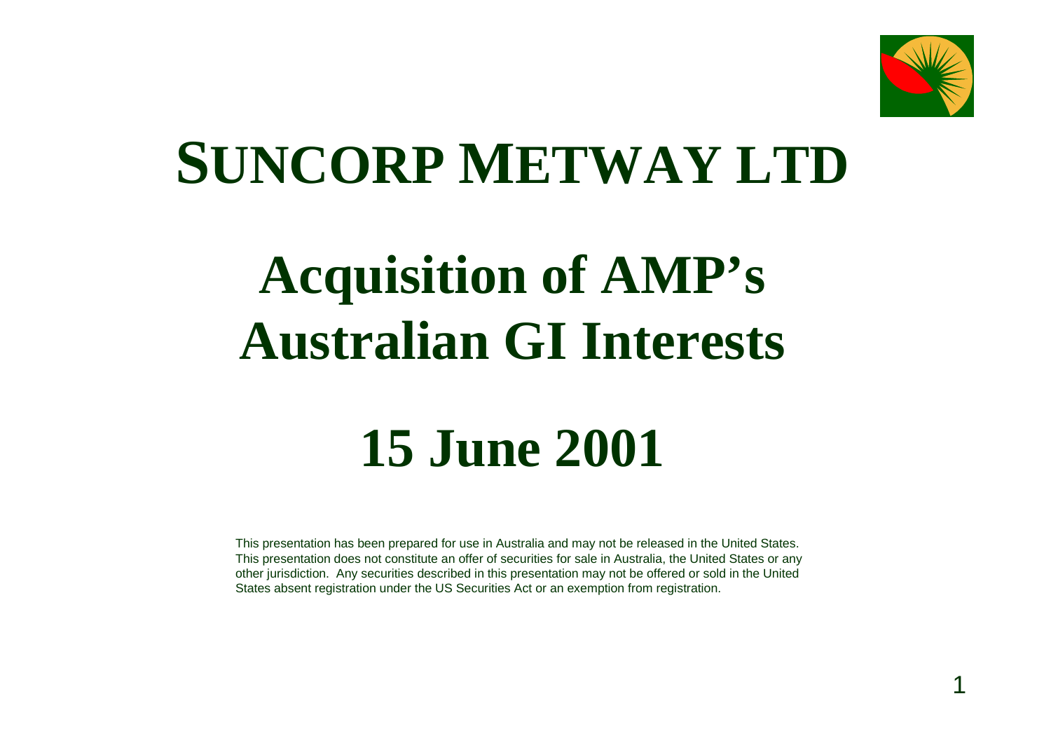# SUNCORP METWAY LTD

# Acquisition of AMP's Australian GI Interests

# 15 June 2001

This presentation has been prepared for use in Australia and may not be released in the United States. This presentation does not constitute an offer of securities for sale in Australia, the United States or any other jurisdiction. Any securities described in this presentation may not be offered or sold in the United States absent registration under the US Securities Act or an exemption from registration.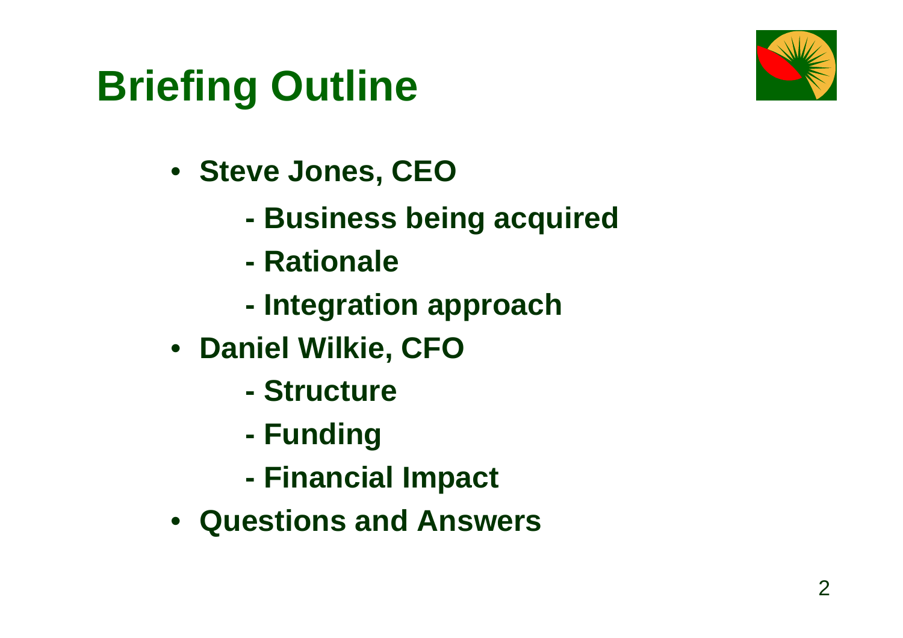# Briefing Outline

- Steve Jones, CEO
  - Business being acquired
  - Rationale
  - Integration approach
- Daniel Wilkie, CFO
  - Structure
  - Funding
  - Financial Impact
- Questions and Answers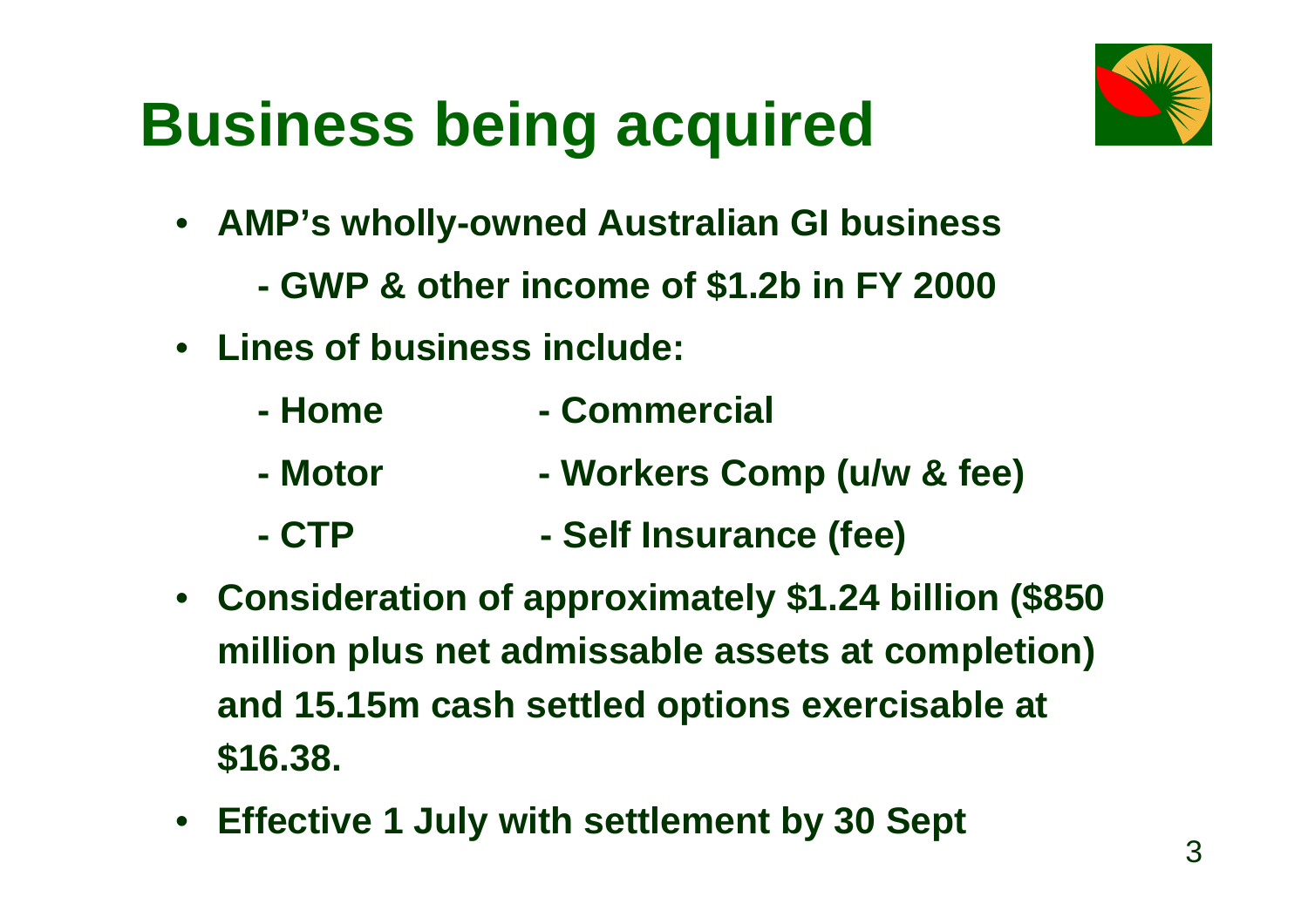# Business being acquired

- **AMP's wholly-owned Australian GI business**
  - **GWP & other income of $1.2b in FY 2000**
- **Lines of business include:**
  - **Home**
  - **Motor**
  - **CTP**
  - **Commercial**
  - **Workers Comp (u/w & fee)**
  - **Self Insurance (fee)**
- **Consideration of approximately $1.24 billion ($850 million plus net admissable assets at completion) and 15.15m cash settled options exercisable at $16.38.**
- **Effective 1 July with settlement by 30 Sept**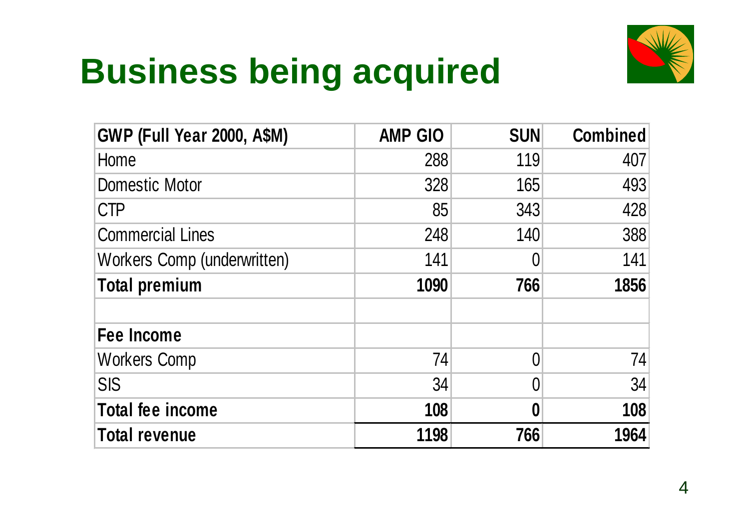# Business being acquired

| GWP (Full Year 2000, A$M) | AMP GIO | SUN | Combined |
|---|---|---|---|
| Home | 288 | 119 | 407 |
| Domestic Motor | 328 | 165 | 493 |
| CTP | 85 | 343 | 428 |
| Commercial Lines | 248 | 140 | 388 |
| Workers Comp (underwritten) | 141 | 0 | 141 |
| **Total premium** | **1090** | **766** | **1856** |
| | | | |
| **Fee Income** | | | |
| Workers Comp | 74 | 0 | 74 |
| SIS | 34 | 0 | 34 |
| **Total fee income** | **108** | **0** | **108** |
| **Total revenue** | **1198** | **766** | **1964** |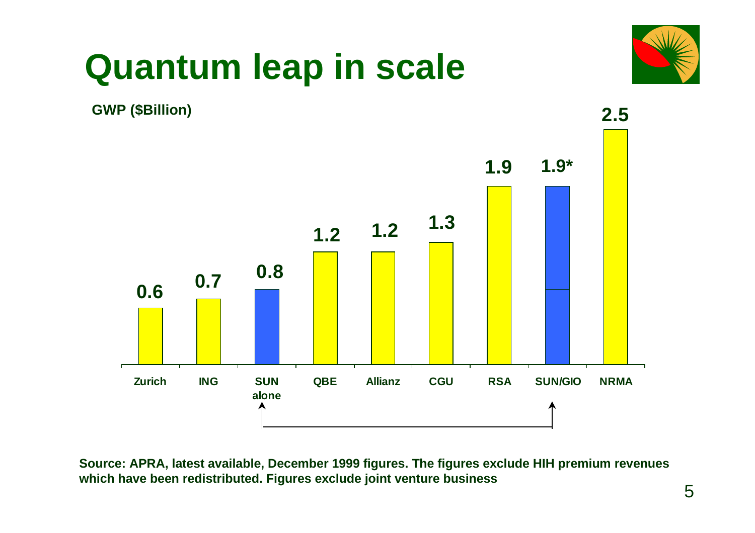# Quantum leap in scale

**GWP ($Billion)**

| Company | GWP ($Billion) |
|---|---|
| Zurich | 0.6 |
| ING | 0.7 |
| SUN alone | 0.8 |
| QBE | 1.2 |
| Allianz | 1.2 |
| CGU | 1.3 |
| RSA | 1.9 |
| SUN/GIO | 1.9* |
| NRMA | 2.5 |

**Source: APRA, latest available, December 1999 figures. The figures exclude HIH premium revenues which have been redistributed. Figures exclude joint venture business**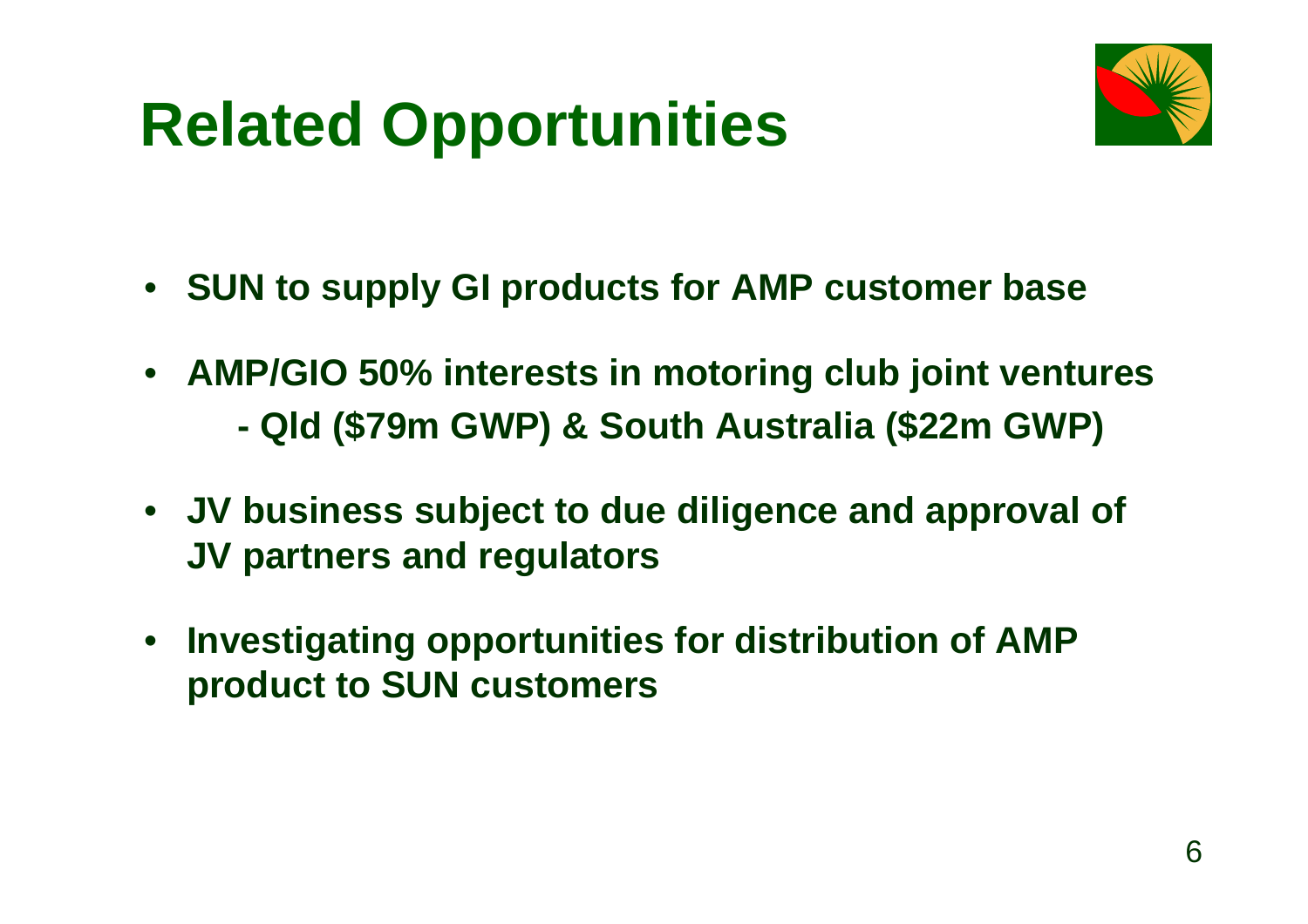# Related Opportunities

- SUN to supply GI products for AMP customer base
- AMP/GIO 50% interests in motoring club joint ventures
  - Qld ($79m GWP) & South Australia ($22m GWP)
- JV business subject to due diligence and approval of JV partners and regulators
- Investigating opportunities for distribution of AMP product to SUN customers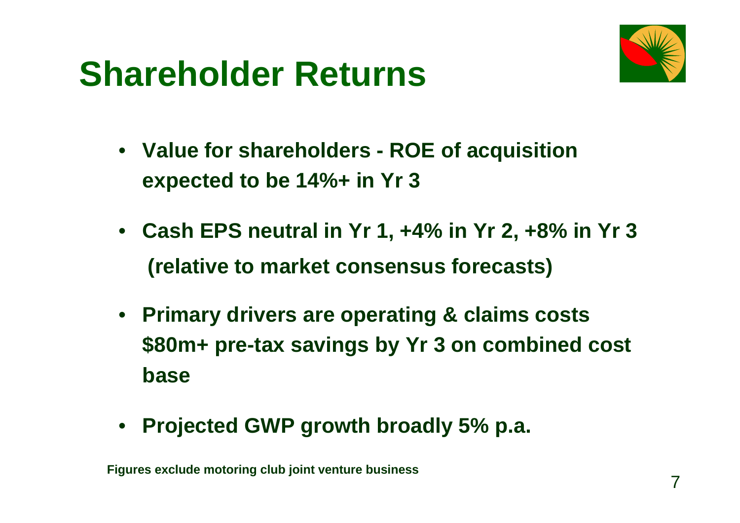# Shareholder Returns

- **Value for shareholders - ROE of acquisition expected to be 14%+ in Yr 3**
- **Cash EPS neutral in Yr 1, +4% in Yr 2, +8% in Yr 3 (relative to market consensus forecasts)**
- **Primary drivers are operating & claims costs $80m+ pre-tax savings by Yr 3 on combined cost base**
- **Projected GWP growth broadly 5% p.a.**

**Figures exclude motoring club joint venture business**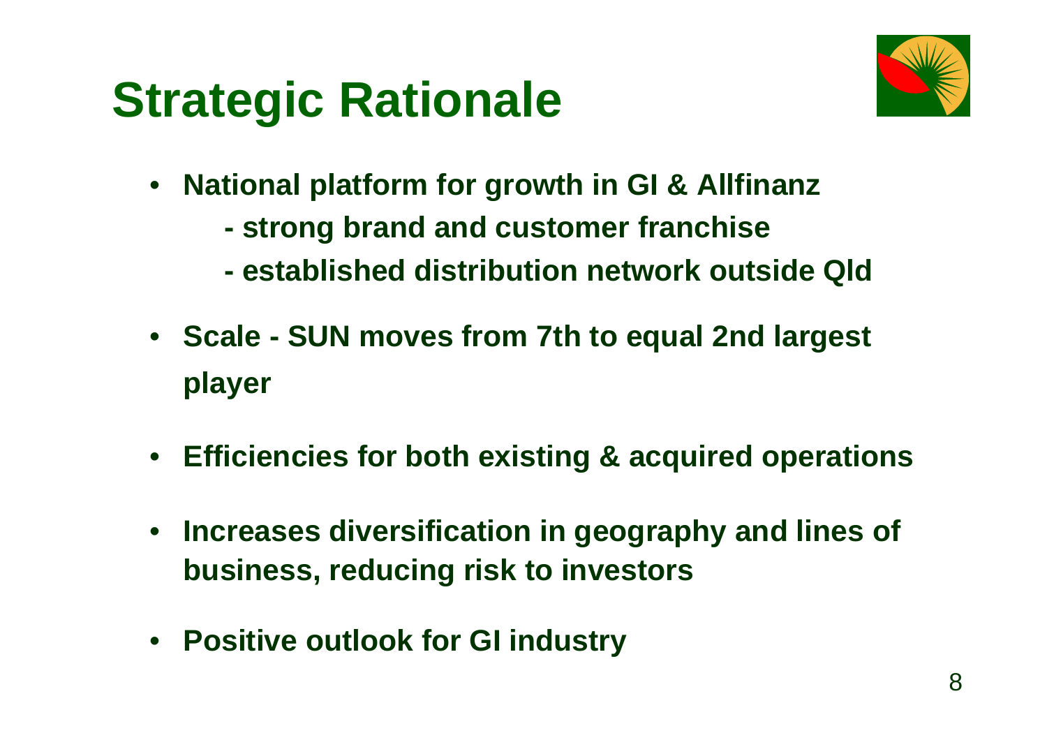# Strategic Rationale

- National platform for growth in GI & Allfinanz
  - strong brand and customer franchise
  - established distribution network outside Qld
- Scale - SUN moves from 7th to equal 2nd largest player
- Efficiencies for both existing & acquired operations
- Increases diversification in geography and lines of business, reducing risk to investors
- Positive outlook for GI industry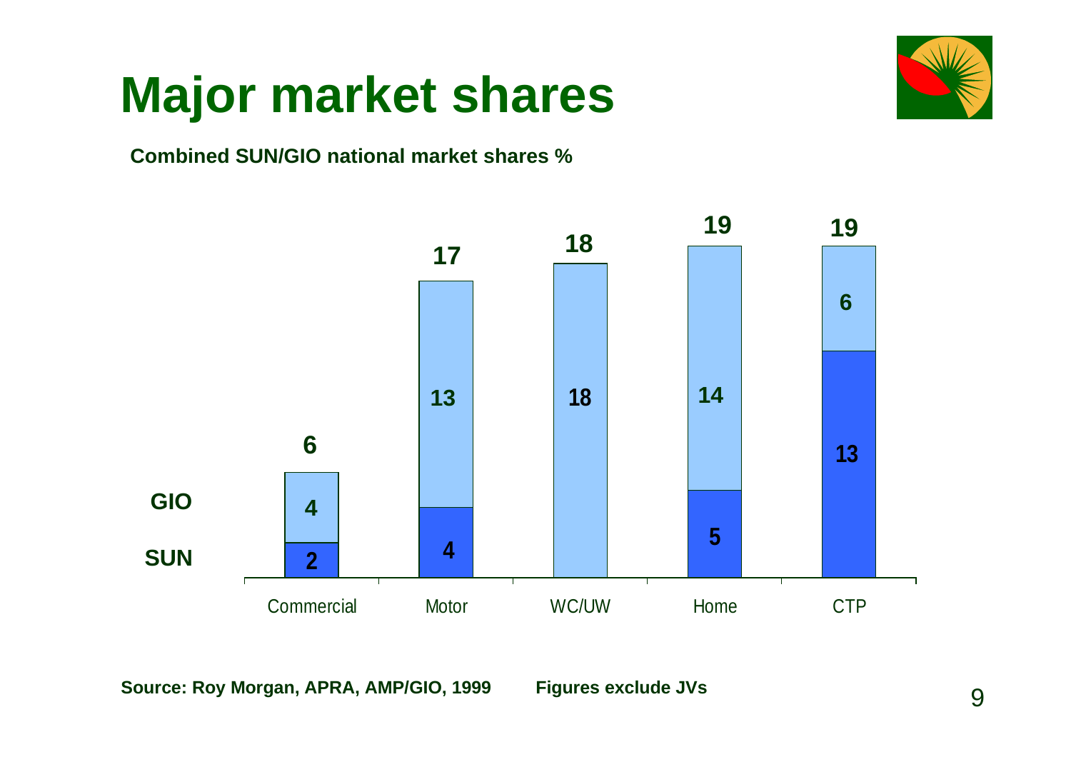# Major market shares

**Combined SUN/GIO national market shares %**

| | Commercial | Motor | WC/UW | Home | CTP |
|---|---|---|---|---|---|
| GIO | 4 | 13 | 18 | 14 | 6 |
| SUN | 2 | 4 | | 5 | 13 |
| Total | 6 | 17 | 18 | 19 | 19 |

**Source: Roy Morgan, APRA, AMP/GIO, 1999** **Figures exclude JVs**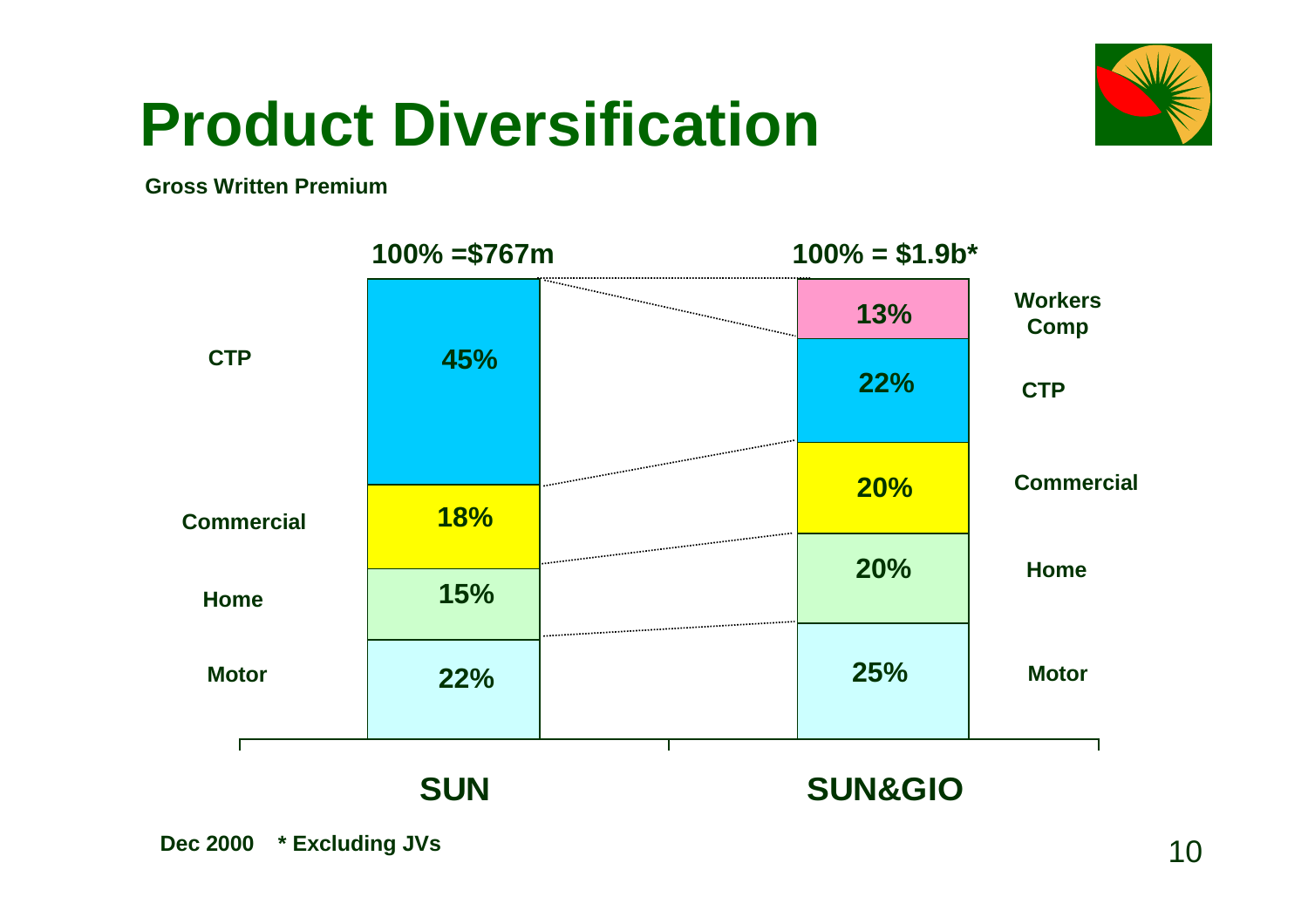# Product Diversification

**Gross Written Premium**

| | SUN (100% =$767m) | SUN&GIO (100% = $1.9b*) |
|---|---|---|
| Workers Comp | | 13% |
| CTP | 45% | 22% |
| Commercial | 18% | 20% |
| Home | 15% | 20% |
| Motor | 22% | 25% |

**Dec 2000** **\* Excluding JVs**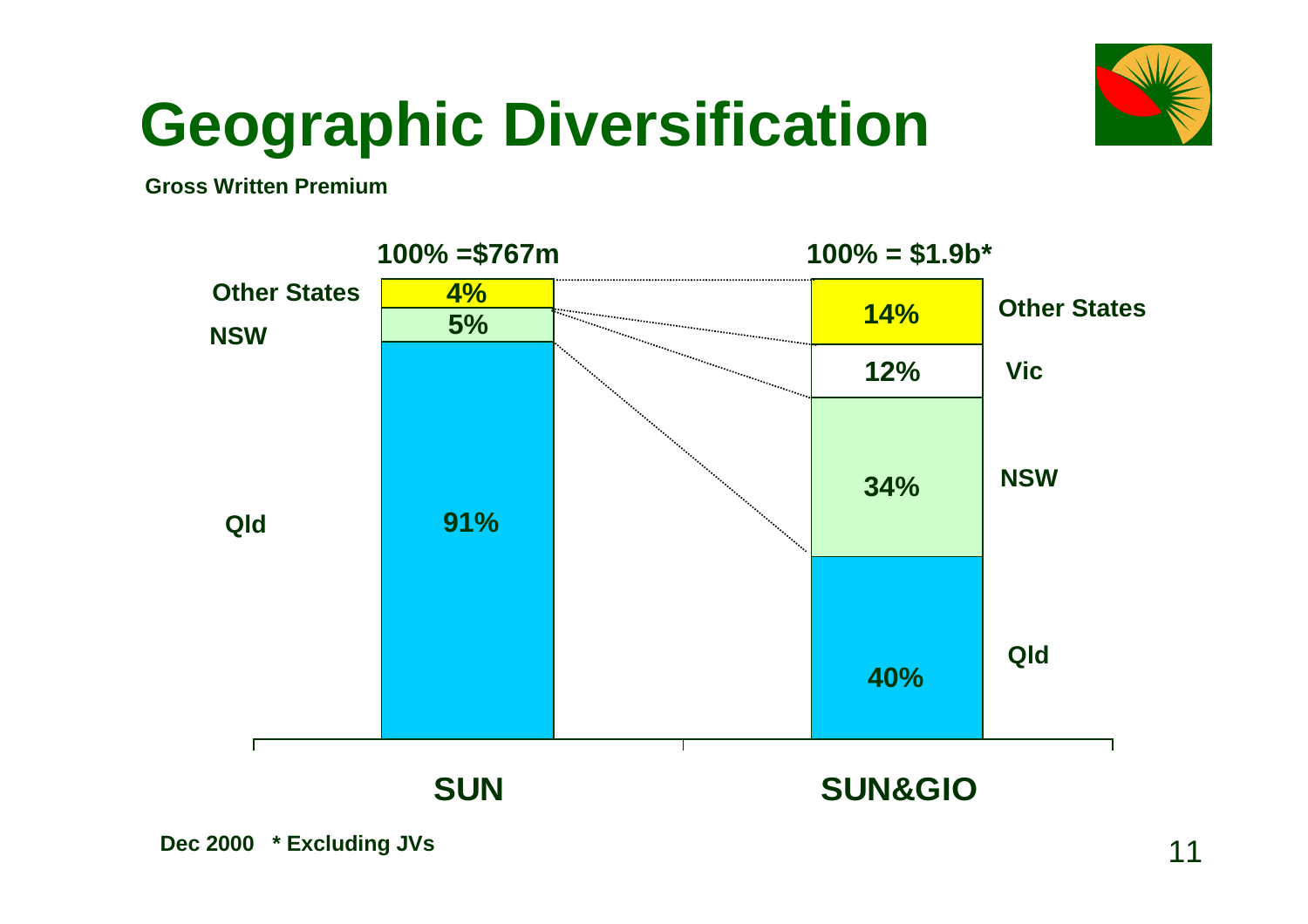# Geographic Diversification

**Gross Written Premium**

|  | SUN | SUN&GIO |
|---|---|---|
| Total (100%) | $767m | $1.9b* |
| Other States | 4% | 14% |
| Vic | – | 12% |
| NSW | 5% | 34% |
| Qld | 91% | 40% |

Dec 2000 * Excluding JVs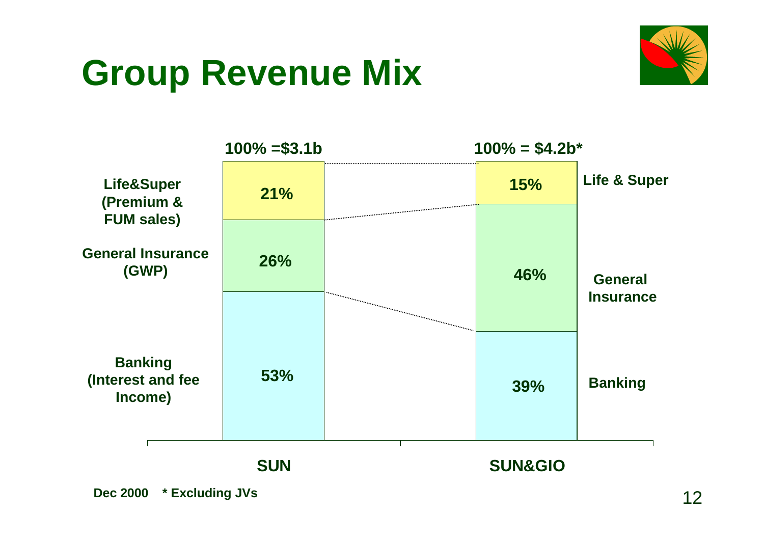# Group Revenue Mix

| | SUN | SUN&GIO |
|---|---|---|
| | 100% =$3.1b | 100% = $4.2b* |
| Life&Super (Premium & FUM sales) | 21% | 15% |
| General Insurance (GWP) | 26% | 46% |
| Banking (Interest and fee Income) | 53% | 39% |

Dec 2000 * Excluding JVs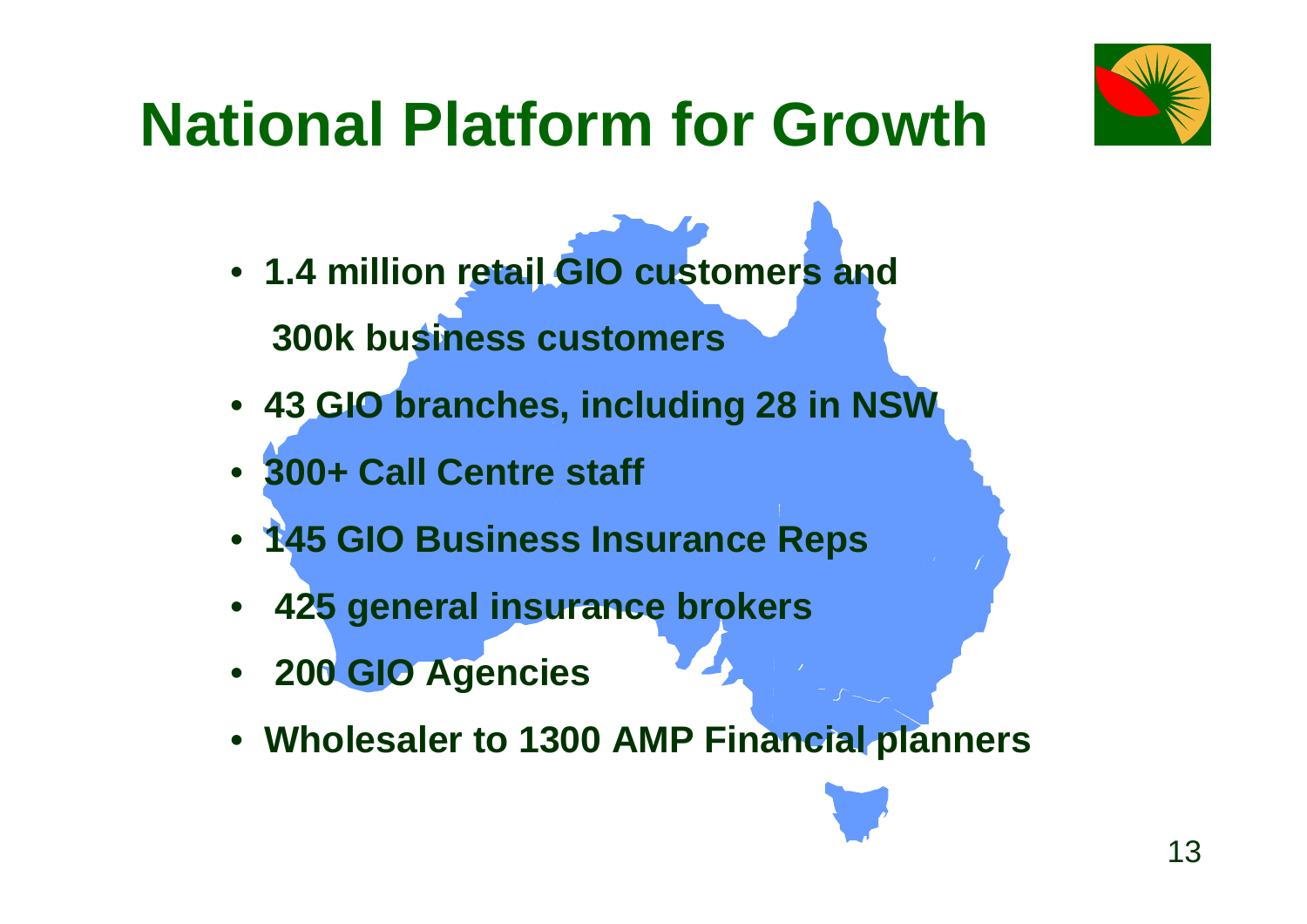# National Platform for Growth

- **1.4 million retail GIO customers and 300k business customers**
- **43 GIO branches, including 28 in NSW**
- **300+ Call Centre staff**
- **145 GIO Business Insurance Reps**
- **425 general insurance brokers**
- **200 GIO Agencies**
- **Wholesaler to 1300 AMP Financial planners**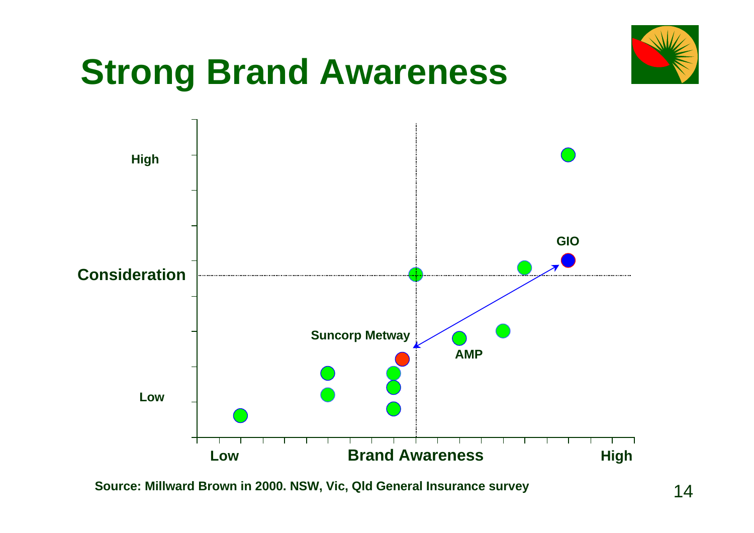# Strong Brand Awareness

Consideration

High

Low

Brand Awareness

Low

High

GIO

Suncorp Metway

AMP

Source: Millward Brown in 2000. NSW, Vic, Qld General Insurance survey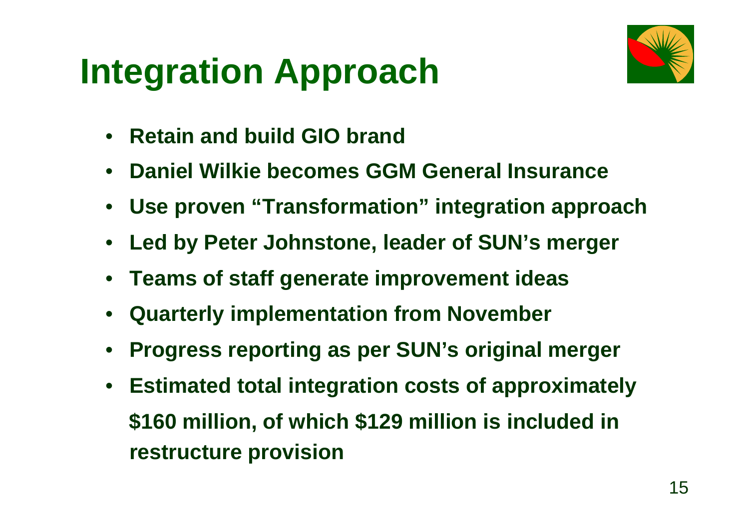# Integration Approach

- **Retain and build GIO brand**
- **Daniel Wilkie becomes GGM General Insurance**
- **Use proven "Transformation" integration approach**
- **Led by Peter Johnstone, leader of SUN's merger**
- **Teams of staff generate improvement ideas**
- **Quarterly implementation from November**
- **Progress reporting as per SUN's original merger**
- **Estimated total integration costs of approximately $160 million, of which $129 million is included in restructure provision**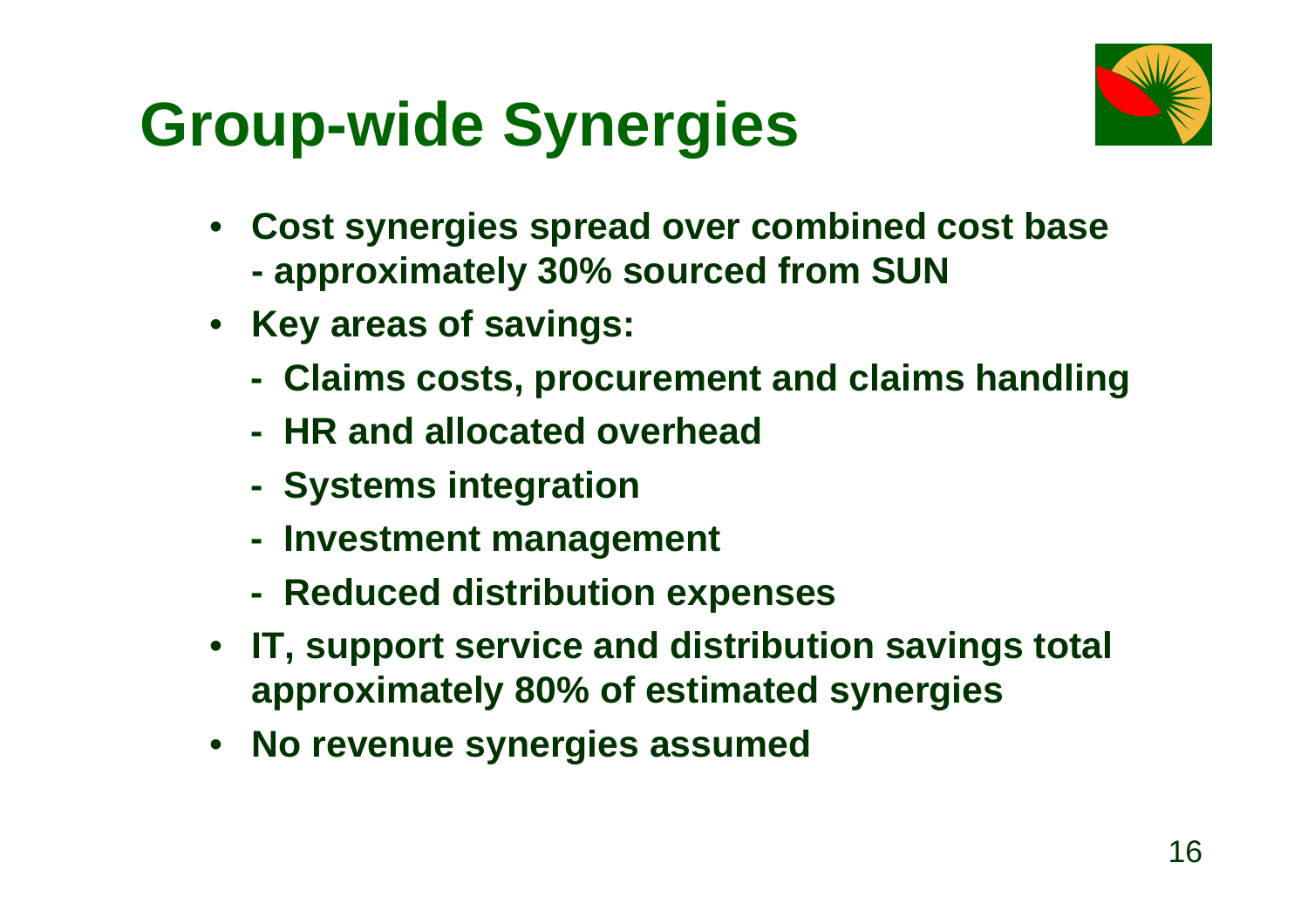# Group-wide Synergies

- Cost synergies spread over combined cost base - approximately 30% sourced from SUN
- Key areas of savings:
  - Claims costs, procurement and claims handling
  - HR and allocated overhead
  - Systems integration
  - Investment management
  - Reduced distribution expenses
- IT, support service and distribution savings total approximately 80% of estimated synergies
- No revenue synergies assumed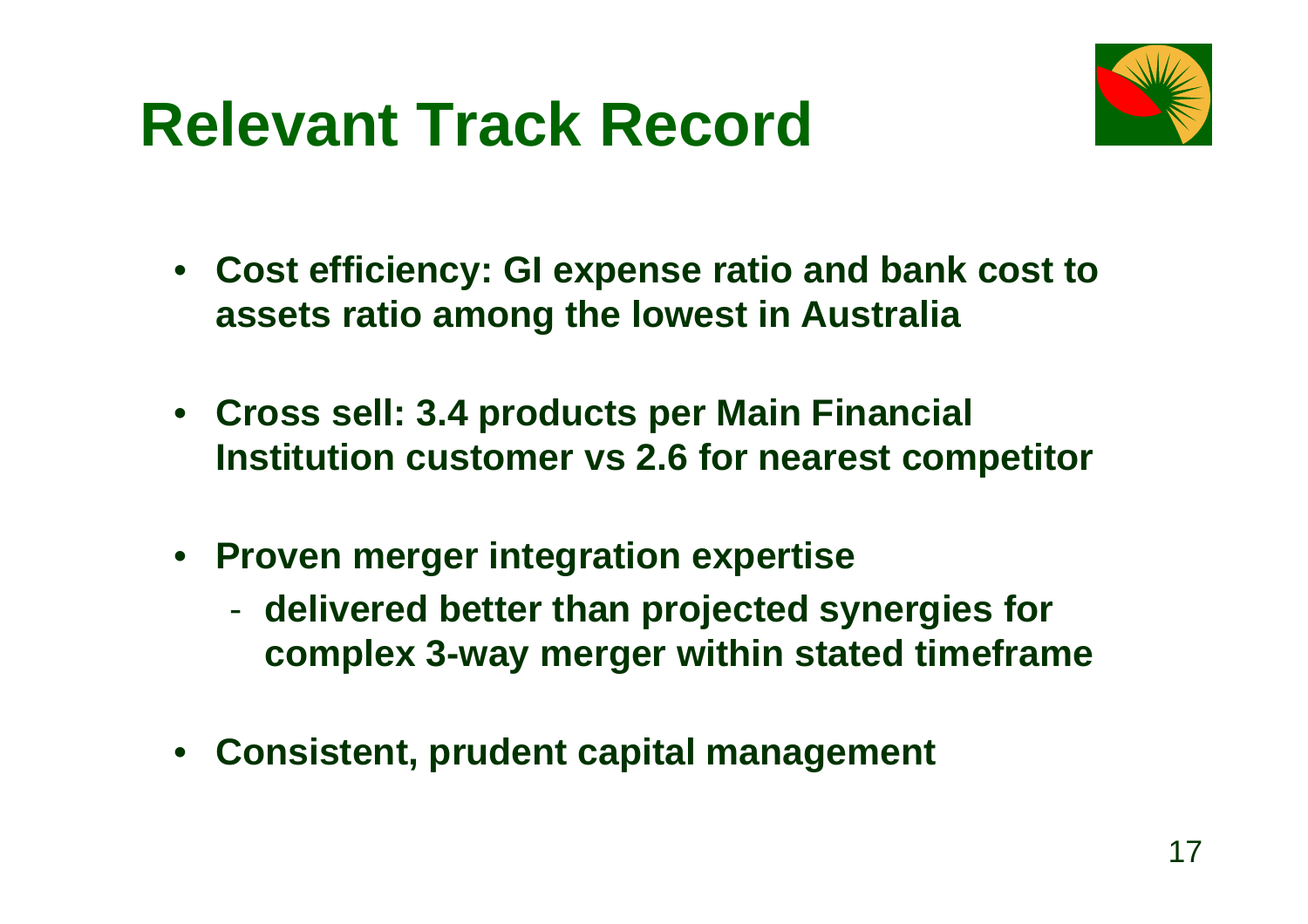# Relevant Track Record

- **Cost efficiency: GI expense ratio and bank cost to assets ratio among the lowest in Australia**
- **Cross sell: 3.4 products per Main Financial Institution customer vs 2.6 for nearest competitor**
- **Proven merger integration expertise**
  - **delivered better than projected synergies for complex 3-way merger within stated timeframe**
- **Consistent, prudent capital management**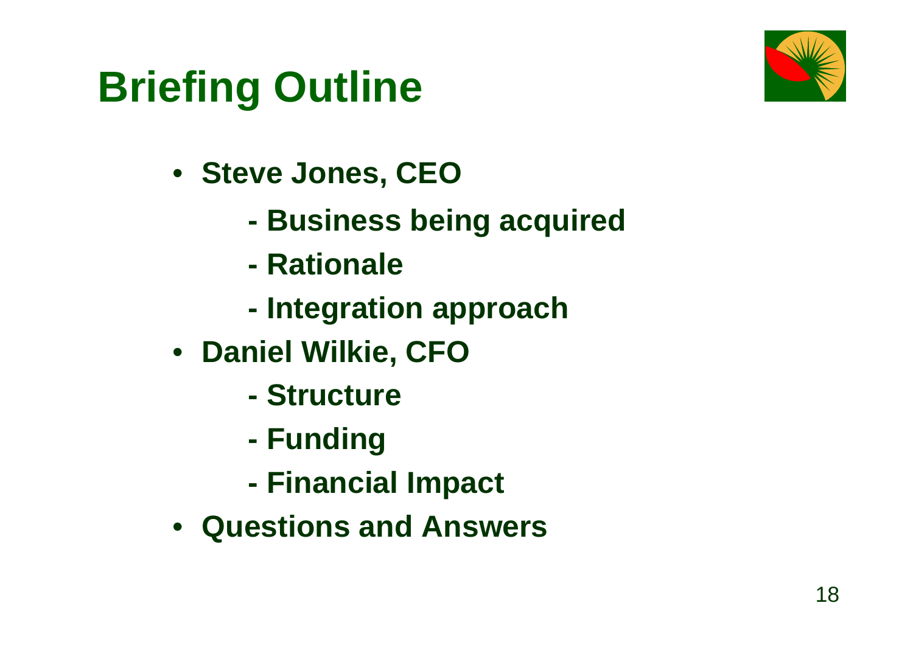# Briefing Outline

- **Steve Jones, CEO**
  - **Business being acquired**
  - **Rationale**
  - **Integration approach**
- **Daniel Wilkie, CFO**
  - **Structure**
  - **Funding**
  - **Financial Impact**
- **Questions and Answers**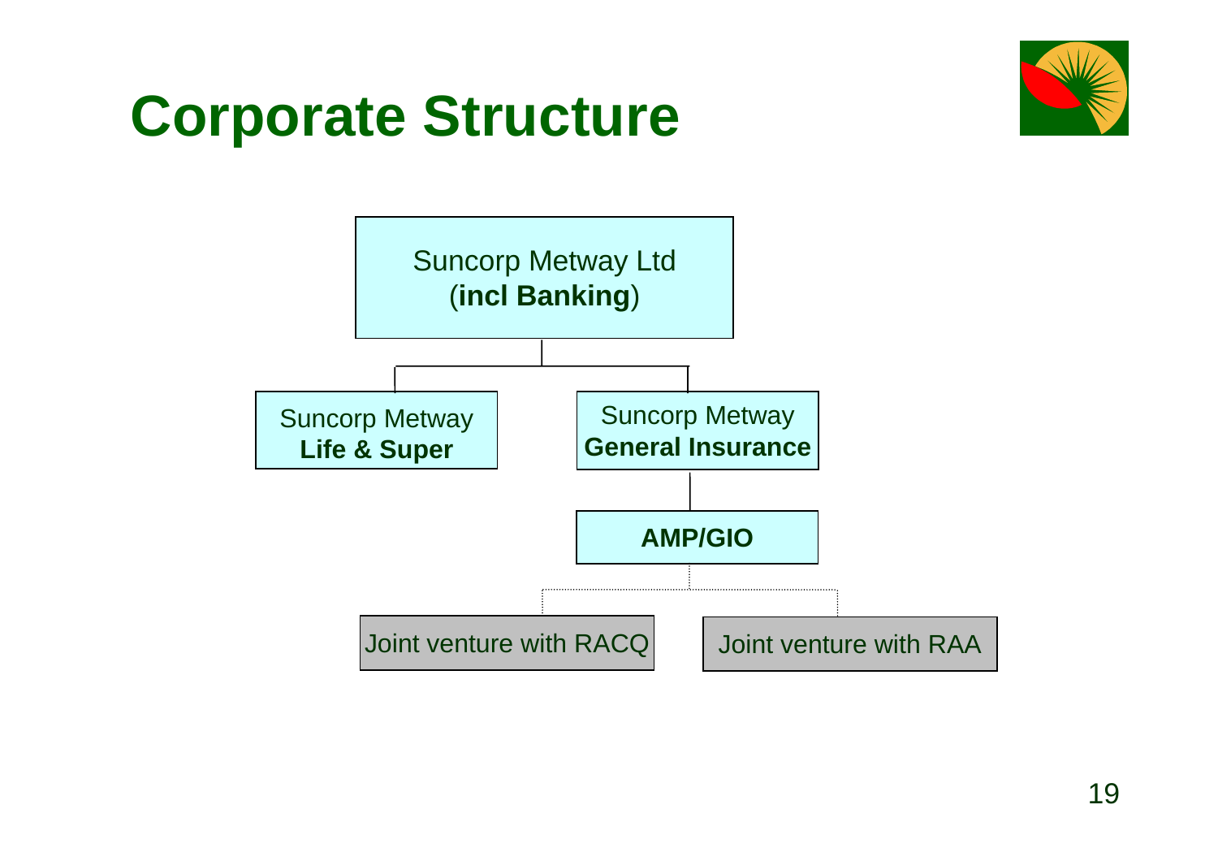# Corporate Structure

- Suncorp Metway Ltd (**incl Banking**)
  - Suncorp Metway **Life & Super**
  - Suncorp Metway **General Insurance**
    - **AMP/GIO**
      - Joint venture with RACQ
      - Joint venture with RAA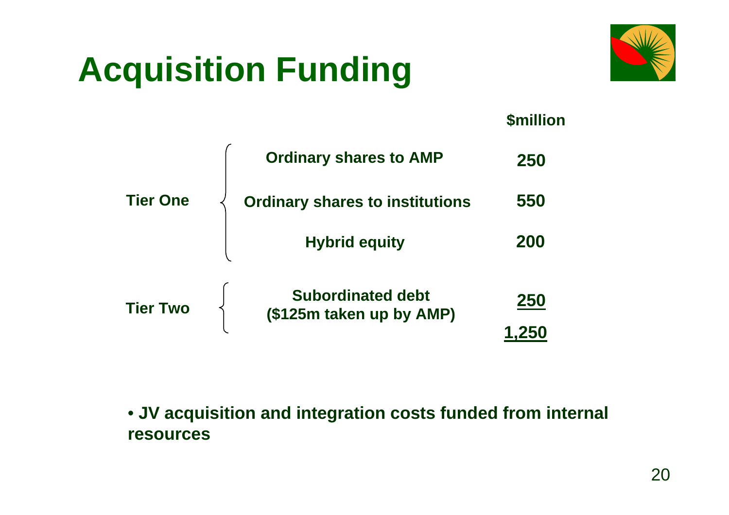# Acquisition Funding

| | | $million |
|---|---|---|
| Tier One | Ordinary shares to AMP | 250 |
| | Ordinary shares to institutions | 550 |
| | Hybrid equity | 200 |
| Tier Two | Subordinated debt ($125m taken up by AMP) | 250 |
| | | 1,250 |

- JV acquisition and integration costs funded from internal resources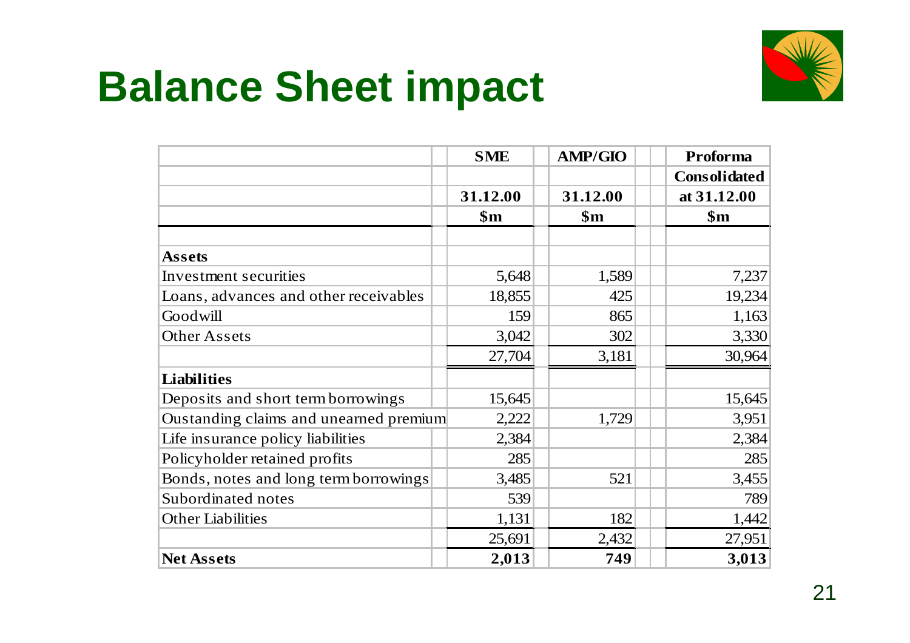# Balance Sheet impact

| | SME | AMP/GIO | Proforma Consolidated |
|---|---|---|---|
| | 31.12.00 | 31.12.00 | at 31.12.00 |
| | $m | $m | $m |
| **Assets** | | | |
| Investment securities | 5,648 | 1,589 | 7,237 |
| Loans, advances and other receivables | 18,855 | 425 | 19,234 |
| Goodwill | 159 | 865 | 1,163 |
| Other Assets | 3,042 | 302 | 3,330 |
| | 27,704 | 3,181 | 30,964 |
| **Liabilities** | | | |
| Deposits and short term borrowings | 15,645 | | 15,645 |
| Oustanding claims and unearned premium | 2,222 | 1,729 | 3,951 |
| Life insurance policy liabilities | 2,384 | | 2,384 |
| Policyholder retained profits | 285 | | 285 |
| Bonds, notes and long term borrowings | 3,485 | 521 | 3,455 |
| Subordinated notes | 539 | | 789 |
| Other Liabilities | 1,131 | 182 | 1,442 |
| | 25,691 | 2,432 | 27,951 |
| **Net Assets** | **2,013** | **749** | **3,013** |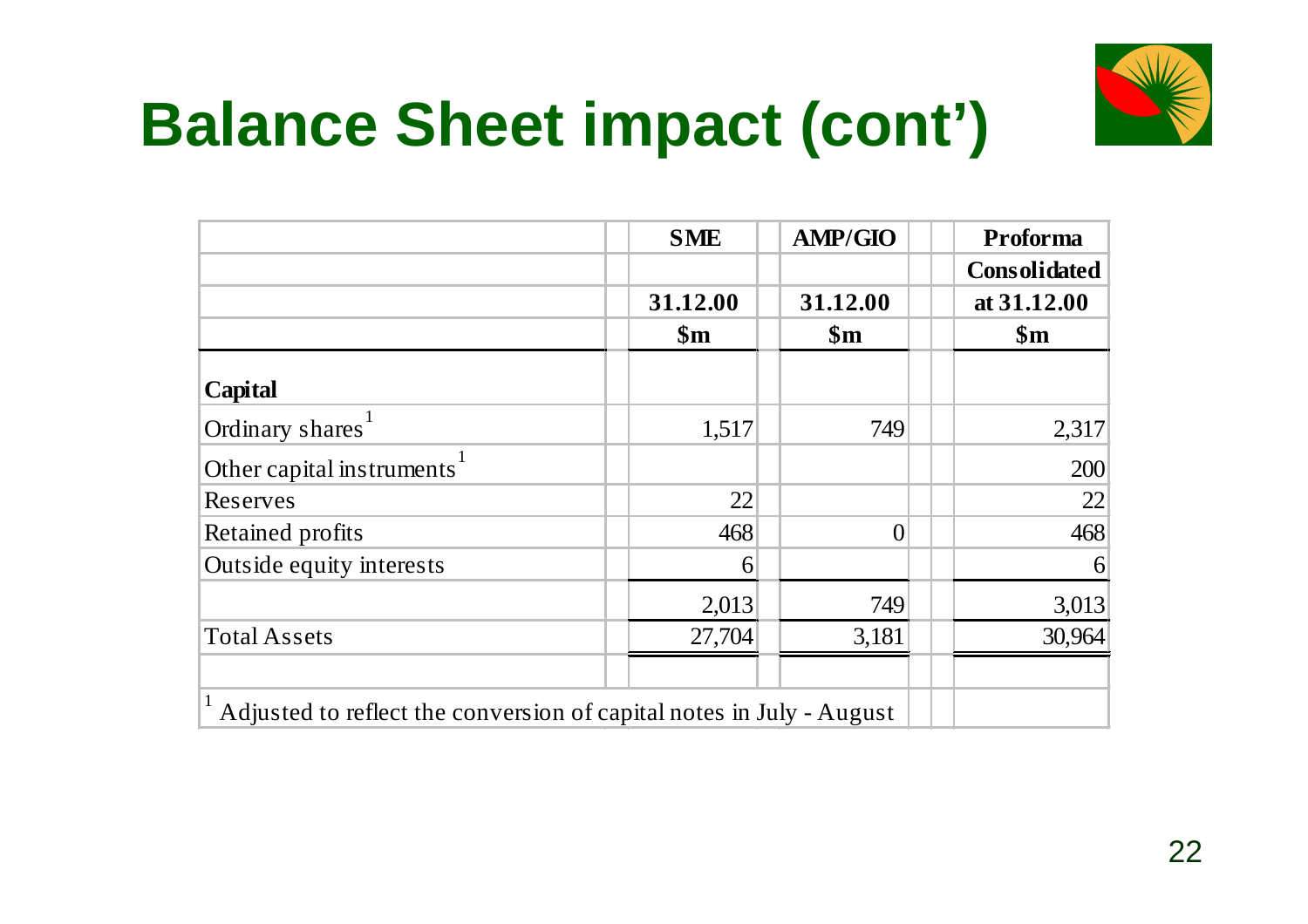# Balance Sheet impact (cont')

| | SME | AMP/GIO | Proforma |
|---|---|---|---|
| | | | Consolidated |
| | 31.12.00 | 31.12.00 | at 31.12.00 |
| | $m | $m | $m |
| **Capital** | | | |
| Ordinary shares[1] | 1,517 | 749 | 2,317 |
| Other capital instruments[1] | | | 200 |
| Reserves | 22 | | 22 |
| Retained profits | 468 | 0 | 468 |
| Outside equity interests | 6 | | 6 |
| | 2,013 | 749 | 3,013 |
| Total Assets | 27,704 | 3,181 | 30,964 |

[1] Adjusted to reflect the conversion of capital notes in July - August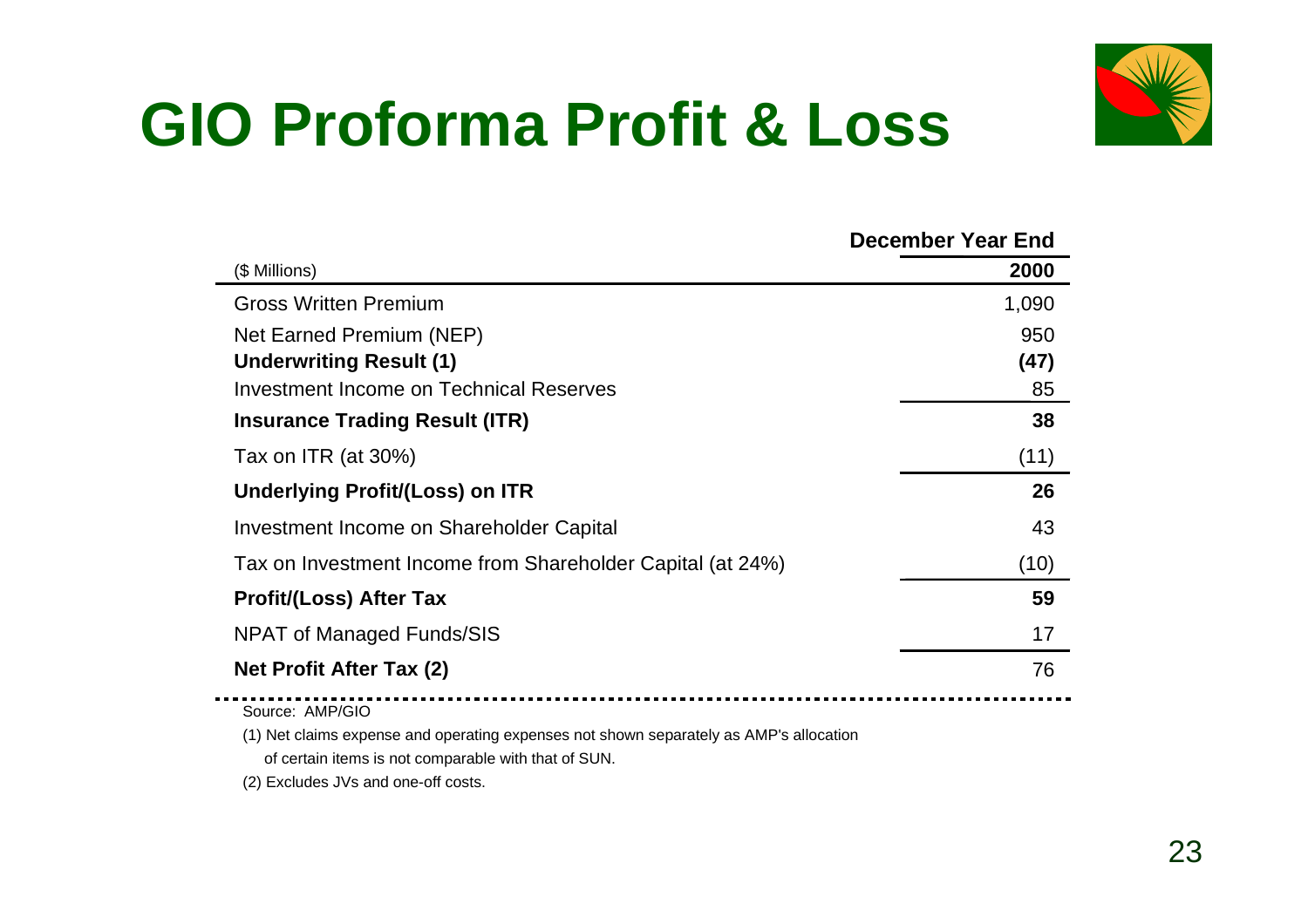# GIO Proforma Profit & Loss

| ($ Millions) | December Year End 2000 |
|---|---|
| Gross Written Premium | 1,090 |
| Net Earned Premium (NEP) | 950 |
| **Underwriting Result (1)** | **(47)** |
| Investment Income on Technical Reserves | 85 |
| **Insurance Trading Result (ITR)** | **38** |
| Tax on ITR (at 30%) | (11) |
| **Underlying Profit/(Loss) on ITR** | **26** |
| Investment Income on Shareholder Capital | 43 |
| Tax on Investment Income from Shareholder Capital (at 24%) | (10) |
| **Profit/(Loss) After Tax** | **59** |
| NPAT of Managed Funds/SIS | 17 |
| **Net Profit After Tax (2)** | 76 |

Source: AMP/GIO

(1) Net claims expense and operating expenses not shown separately as AMP's allocation of certain items is not comparable with that of SUN.

(2) Excludes JVs and one-off costs.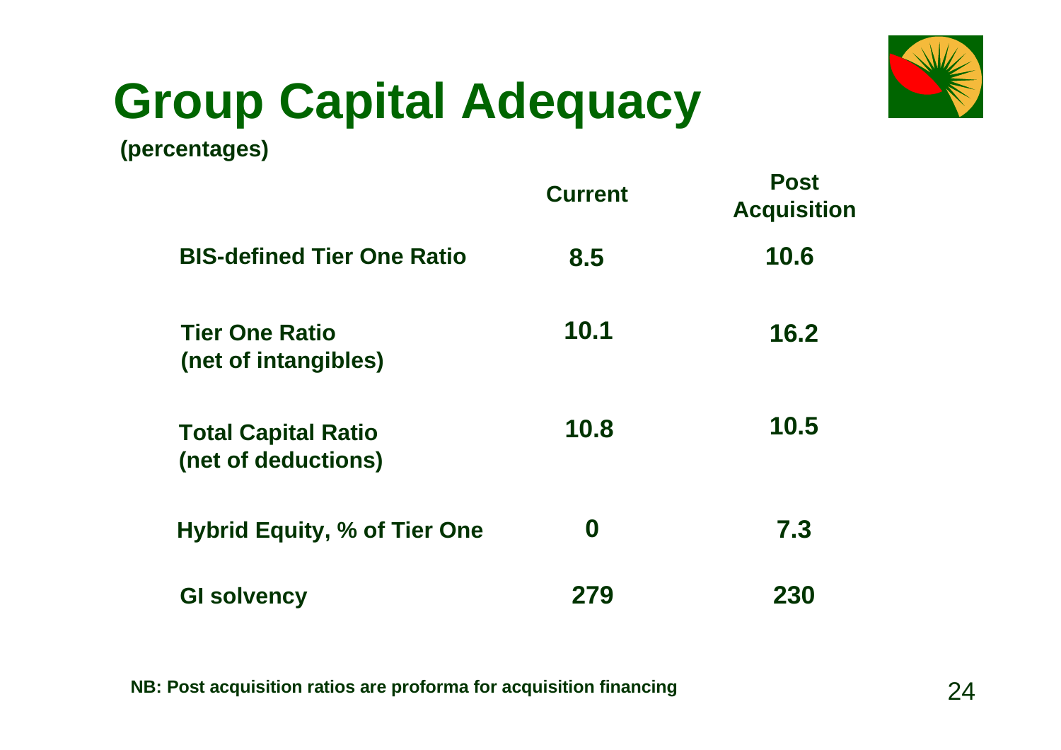# Group Capital Adequacy

**(percentages)**

| | Current | Post Acquisition |
|---|---|---|
| BIS-defined Tier One Ratio | 8.5 | 10.6 |
| Tier One Ratio (net of intangibles) | 10.1 | 16.2 |
| Total Capital Ratio (net of deductions) | 10.8 | 10.5 |
| Hybrid Equity, % of Tier One | 0 | 7.3 |
| GI solvency | 279 | 230 |

**NB: Post acquisition ratios are proforma for acquisition financing**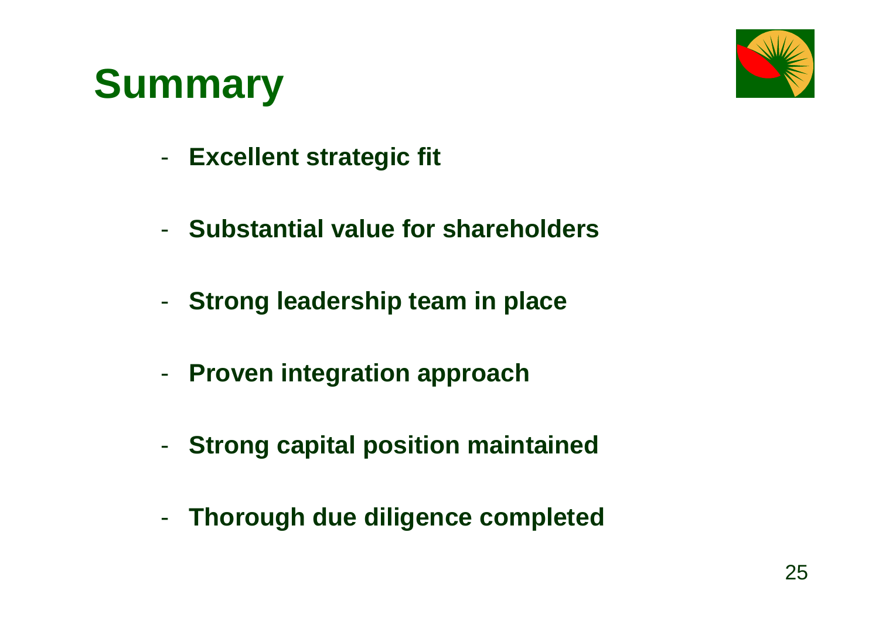# Summary

- **Excellent strategic fit**
- **Substantial value for shareholders**
- **Strong leadership team in place**
- **Proven integration approach**
- **Strong capital position maintained**
- **Thorough due diligence completed**